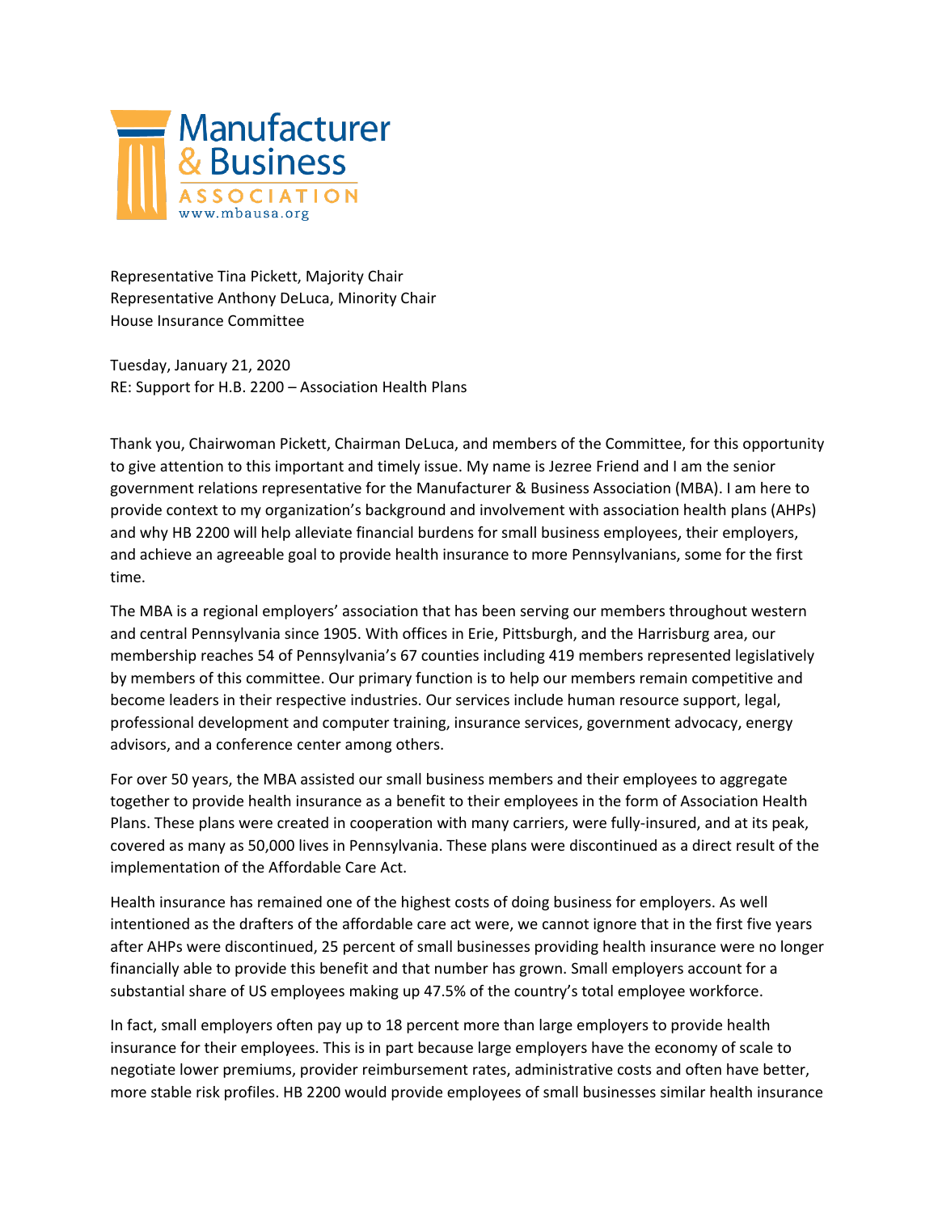Manufacturer & Business ASSOCIATION
www.mbausa.org

Representative Tina Pickett, Majority Chair
Representative Anthony DeLuca, Minority Chair
House Insurance Committee

Tuesday, January 21, 2020
RE: Support for H.B. 2200 – Association Health Plans

Thank you, Chairwoman Pickett, Chairman DeLuca, and members of the Committee, for this opportunity to give attention to this important and timely issue. My name is Jezree Friend and I am the senior government relations representative for the Manufacturer & Business Association (MBA). I am here to provide context to my organization's background and involvement with association health plans (AHPs) and why HB 2200 will help alleviate financial burdens for small business employees, their employers, and achieve an agreeable goal to provide health insurance to more Pennsylvanians, some for the first time.

The MBA is a regional employers' association that has been serving our members throughout western and central Pennsylvania since 1905. With offices in Erie, Pittsburgh, and the Harrisburg area, our membership reaches 54 of Pennsylvania's 67 counties including 419 members represented legislatively by members of this committee. Our primary function is to help our members remain competitive and become leaders in their respective industries. Our services include human resource support, legal, professional development and computer training, insurance services, government advocacy, energy advisors, and a conference center among others.

For over 50 years, the MBA assisted our small business members and their employees to aggregate together to provide health insurance as a benefit to their employees in the form of Association Health Plans. These plans were created in cooperation with many carriers, were fully-insured, and at its peak, covered as many as 50,000 lives in Pennsylvania. These plans were discontinued as a direct result of the implementation of the Affordable Care Act.

Health insurance has remained one of the highest costs of doing business for employers. As well intentioned as the drafters of the affordable care act were, we cannot ignore that in the first five years after AHPs were discontinued, 25 percent of small businesses providing health insurance were no longer financially able to provide this benefit and that number has grown. Small employers account for a substantial share of US employees making up 47.5% of the country's total employee workforce.

In fact, small employers often pay up to 18 percent more than large employers to provide health insurance for their employees. This is in part because large employers have the economy of scale to negotiate lower premiums, provider reimbursement rates, administrative costs and often have better, more stable risk profiles. HB 2200 would provide employees of small businesses similar health insurance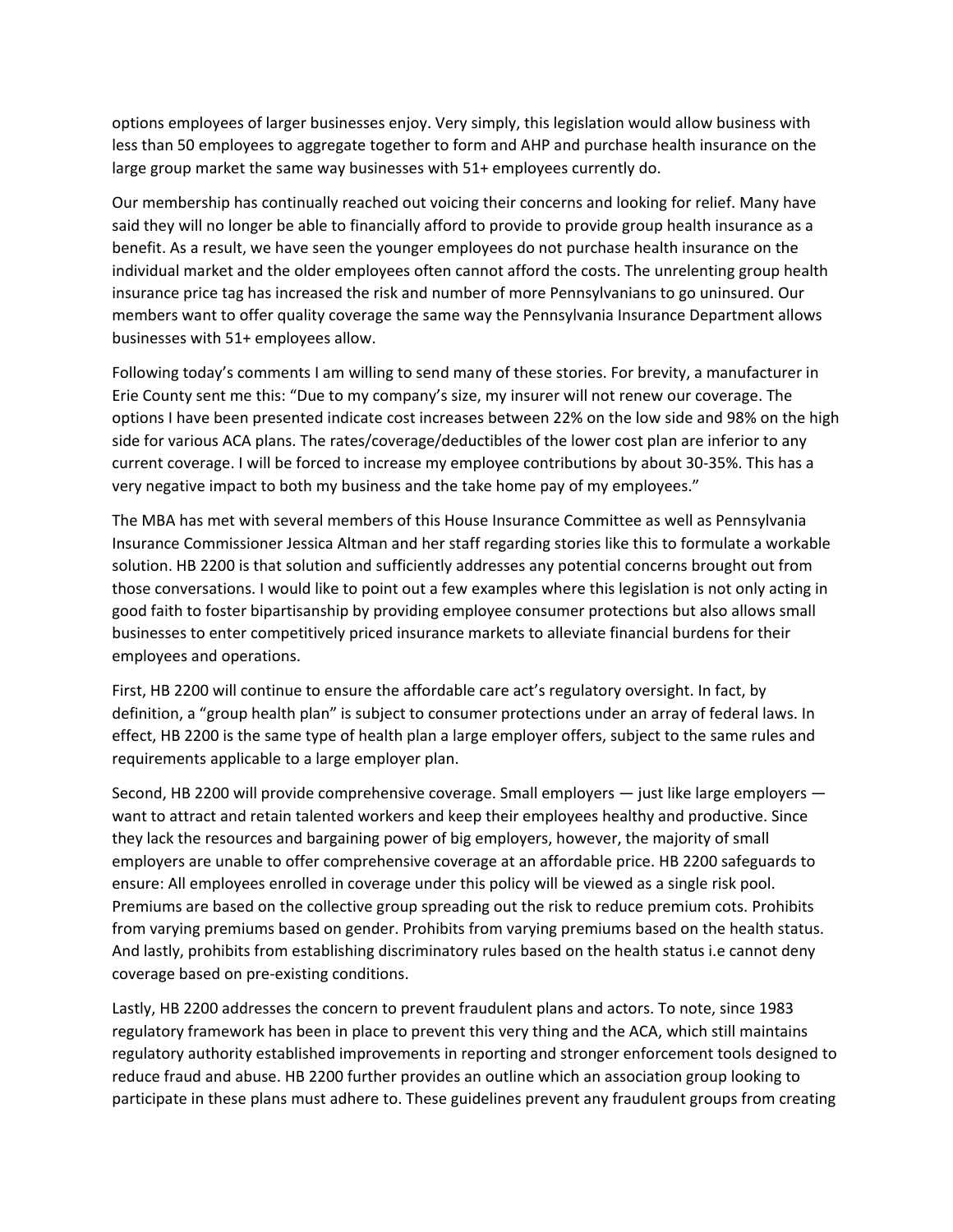options employees of larger businesses enjoy. Very simply, this legislation would allow business with less than 50 employees to aggregate together to form and AHP and purchase health insurance on the large group market the same way businesses with 51+ employees currently do.

Our membership has continually reached out voicing their concerns and looking for relief. Many have said they will no longer be able to financially afford to provide to provide group health insurance as a benefit. As a result, we have seen the younger employees do not purchase health insurance on the individual market and the older employees often cannot afford the costs. The unrelenting group health insurance price tag has increased the risk and number of more Pennsylvanians to go uninsured. Our members want to offer quality coverage the same way the Pennsylvania Insurance Department allows businesses with 51+ employees allow.

Following today's comments I am willing to send many of these stories. For brevity, a manufacturer in Erie County sent me this: "Due to my company's size, my insurer will not renew our coverage. The options I have been presented indicate cost increases between 22% on the low side and 98% on the high side for various ACA plans. The rates/coverage/deductibles of the lower cost plan are inferior to any current coverage. I will be forced to increase my employee contributions by about 30-35%. This has a very negative impact to both my business and the take home pay of my employees."

The MBA has met with several members of this House Insurance Committee as well as Pennsylvania Insurance Commissioner Jessica Altman and her staff regarding stories like this to formulate a workable solution. HB 2200 is that solution and sufficiently addresses any potential concerns brought out from those conversations. I would like to point out a few examples where this legislation is not only acting in good faith to foster bipartisanship by providing employee consumer protections but also allows small businesses to enter competitively priced insurance markets to alleviate financial burdens for their employees and operations.

First, HB 2200 will continue to ensure the affordable care act's regulatory oversight. In fact, by definition, a "group health plan" is subject to consumer protections under an array of federal laws. In effect, HB 2200 is the same type of health plan a large employer offers, subject to the same rules and requirements applicable to a large employer plan.

Second, HB 2200 will provide comprehensive coverage. Small employers — just like large employers — want to attract and retain talented workers and keep their employees healthy and productive. Since they lack the resources and bargaining power of big employers, however, the majority of small employers are unable to offer comprehensive coverage at an affordable price. HB 2200 safeguards to ensure: All employees enrolled in coverage under this policy will be viewed as a single risk pool. Premiums are based on the collective group spreading out the risk to reduce premium cots. Prohibits from varying premiums based on gender. Prohibits from varying premiums based on the health status. And lastly, prohibits from establishing discriminatory rules based on the health status i.e cannot deny coverage based on pre-existing conditions.

Lastly, HB 2200 addresses the concern to prevent fraudulent plans and actors. To note, since 1983 regulatory framework has been in place to prevent this very thing and the ACA, which still maintains regulatory authority established improvements in reporting and stronger enforcement tools designed to reduce fraud and abuse. HB 2200 further provides an outline which an association group looking to participate in these plans must adhere to. These guidelines prevent any fraudulent groups from creating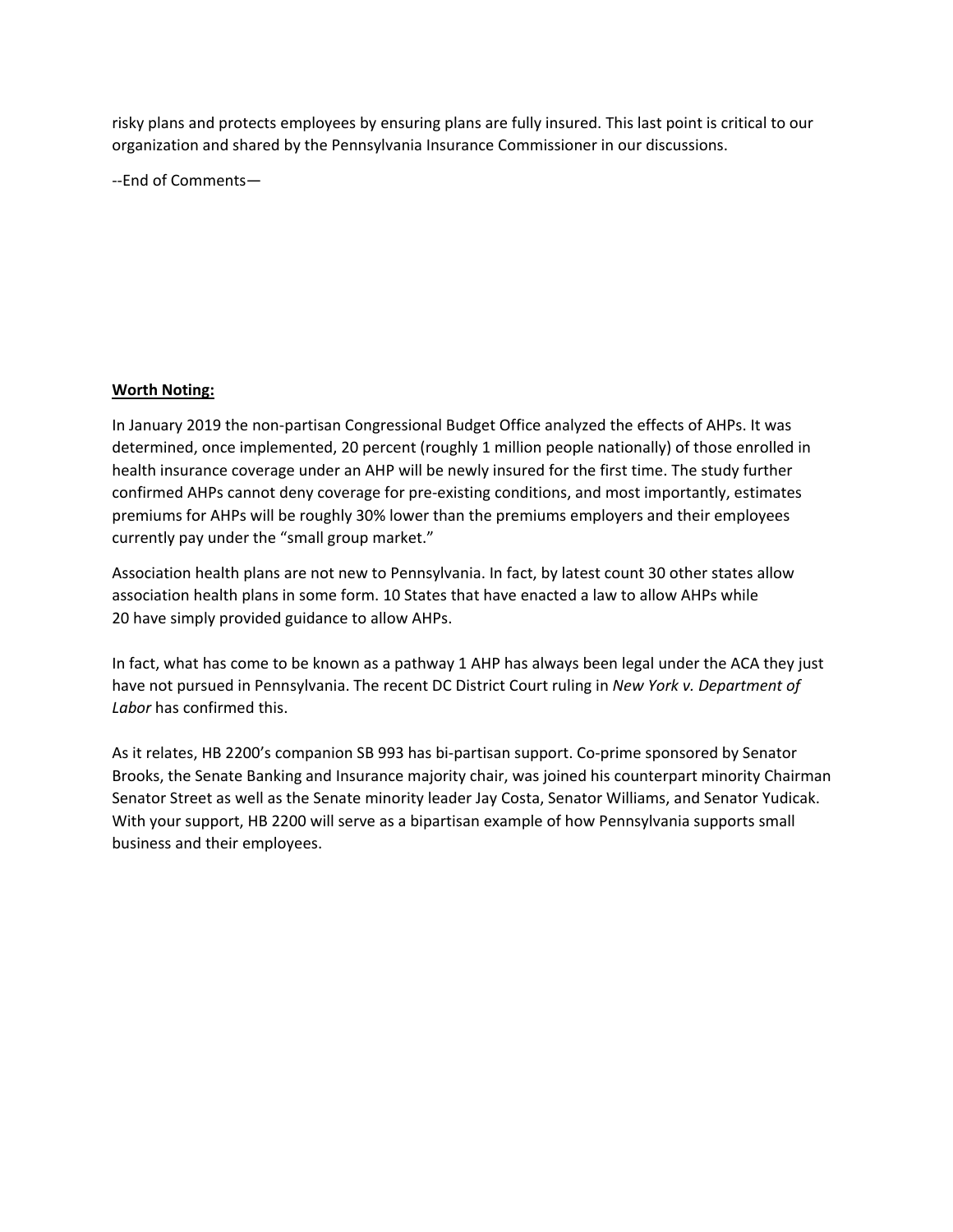risky plans and protects employees by ensuring plans are fully insured. This last point is critical to our organization and shared by the Pennsylvania Insurance Commissioner in our discussions.

--End of Comments—

**Worth Noting:**

In January 2019 the non-partisan Congressional Budget Office analyzed the effects of AHPs. It was determined, once implemented, 20 percent (roughly 1 million people nationally) of those enrolled in health insurance coverage under an AHP will be newly insured for the first time. The study further confirmed AHPs cannot deny coverage for pre-existing conditions, and most importantly, estimates premiums for AHPs will be roughly 30% lower than the premiums employers and their employees currently pay under the "small group market."

Association health plans are not new to Pennsylvania. In fact, by latest count 30 other states allow association health plans in some form. 10 States that have enacted a law to allow AHPs while 20 have simply provided guidance to allow AHPs.

In fact, what has come to be known as a pathway 1 AHP has always been legal under the ACA they just have not pursued in Pennsylvania. The recent DC District Court ruling in *New York v. Department of Labor* has confirmed this.

As it relates, HB 2200's companion SB 993 has bi-partisan support. Co-prime sponsored by Senator Brooks, the Senate Banking and Insurance majority chair, was joined his counterpart minority Chairman Senator Street as well as the Senate minority leader Jay Costa, Senator Williams, and Senator Yudicak. With your support, HB 2200 will serve as a bipartisan example of how Pennsylvania supports small business and their employees.